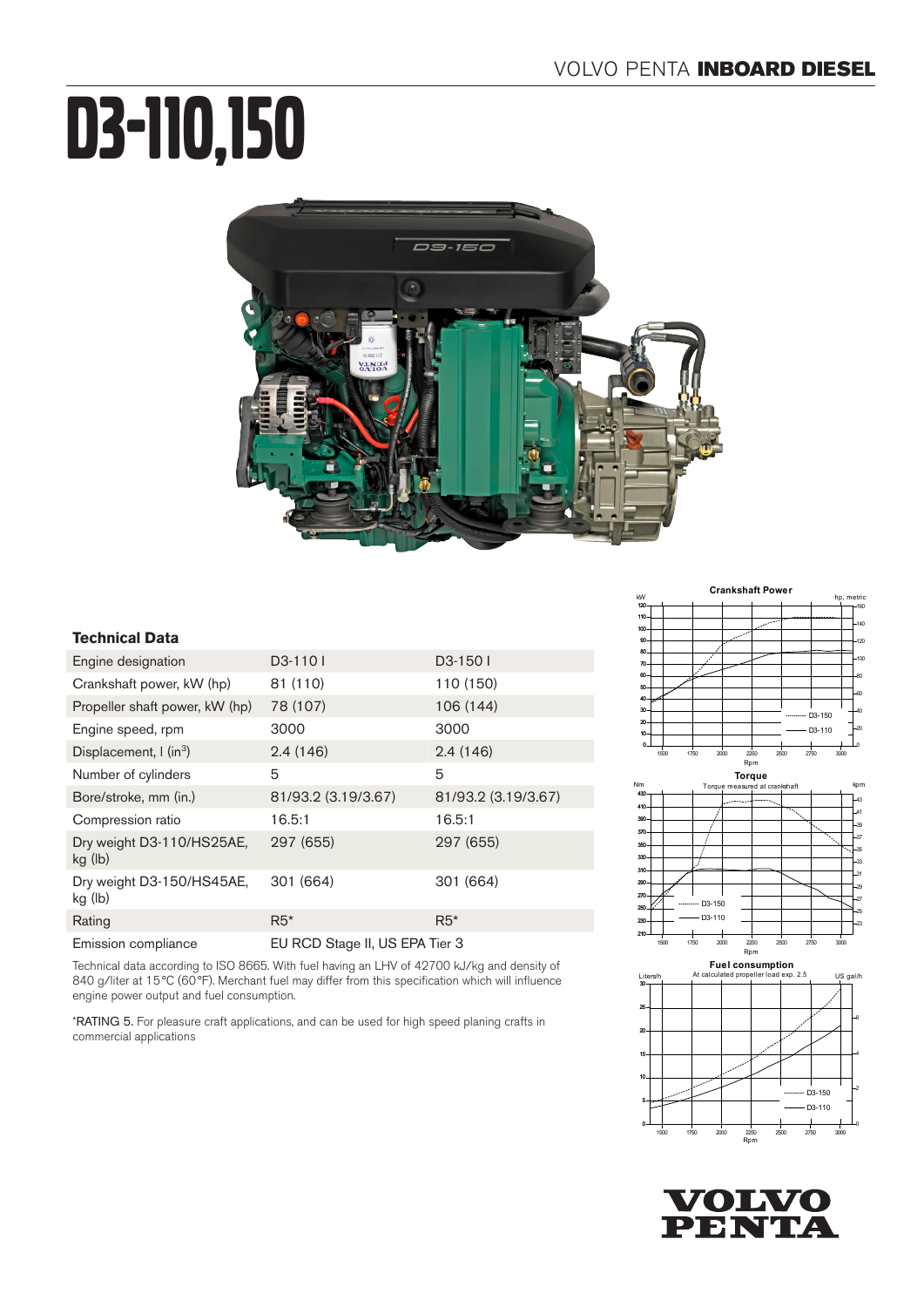VOLVO PENTA **INBOARD DIESEL**

# D3-110,150

### Technical Data

| Engine designation | D3-110 I | D3-150 I |
|---|---|---|
| Crankshaft power, kW (hp) | 81 (110) | 110 (150) |
| Propeller shaft power, kW (hp) | 78 (107) | 106 (144) |
| Engine speed, rpm | 3000 | 3000 |
| Displacement, l (in$^3$) | 2.4 (146) | 2.4 (146) |
| Number of cylinders | 5 | 5 |
| Bore/stroke, mm (in.) | 81/93.2 (3.19/3.67) | 81/93.2 (3.19/3.67) |
| Compression ratio | 16.5:1 | 16.5:1 |
| Dry weight D3-110/HS25AE, kg (lb) | 297 (655) | 297 (655) |
| Dry weight D3-150/HS45AE, kg (lb) | 301 (664) | 301 (664) |
| Rating | R5* | R5* |
| Emission compliance | EU RCD Stage II, US EPA Tier 3 | |

Technical data according to ISO 8665. With fuel having an LHV of 42700 kJ/kg and density of 840 g/liter at 15°C (60°F). Merchant fuel may differ from this specification which will influence engine power output and fuel consumption.

*RATING 5. For pleasure craft applications, and can be used for high speed planing crafts in commercial applications

**Crankshaft Power**

**Torque**
Torque measured at crankshaft

**Fuel consumption**
At calculated propeller load exp. 2.5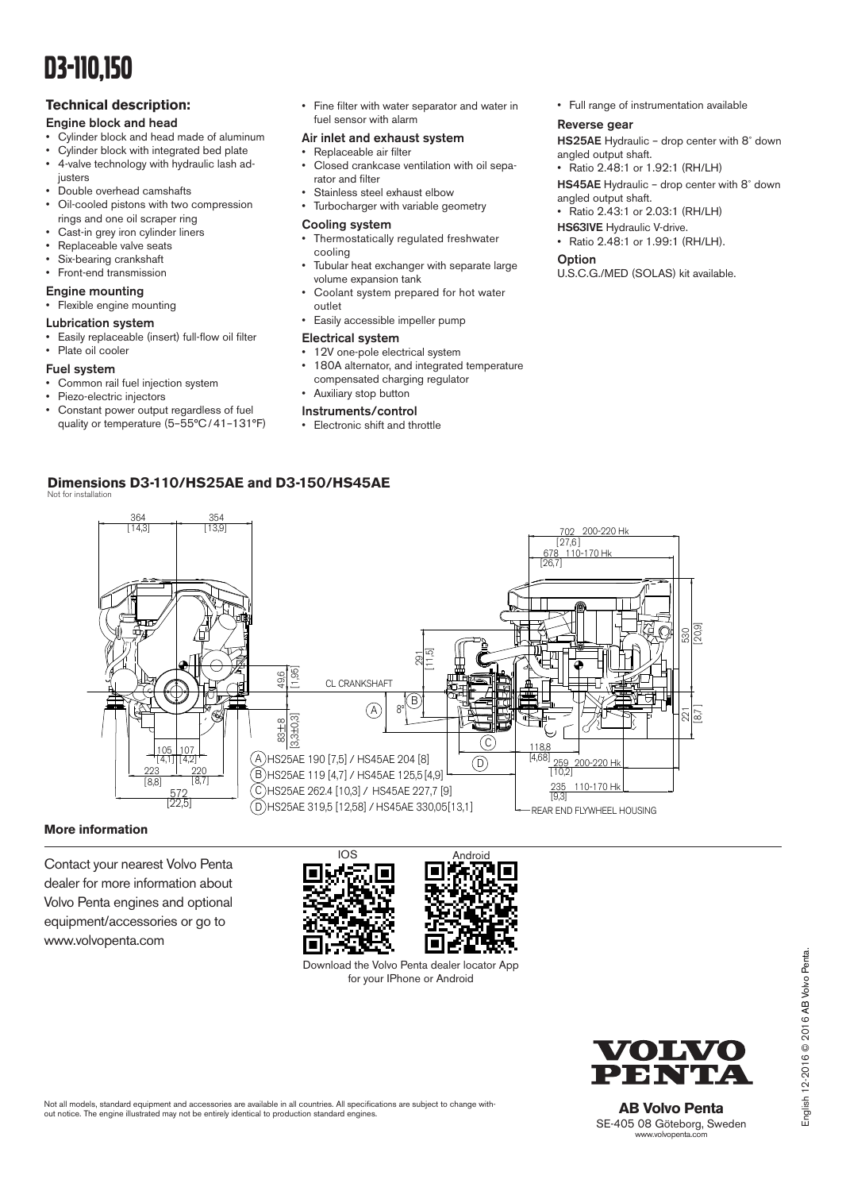# D3-110,150

## Technical description:

### Engine block and head

- Cylinder block and head made of aluminum
- Cylinder block with integrated bed plate
- 4-valve technology with hydraulic lash adjusters
- Double overhead camshafts
- Oil-cooled pistons with two compression rings and one oil scraper ring
- Cast-in grey iron cylinder liners
- Replaceable valve seats
- Six-bearing crankshaft
- Front-end transmission

### Engine mounting

- Flexible engine mounting

### Lubrication system

- Easily replaceable (insert) full-flow oil filter
- Plate oil cooler

### Fuel system

- Common rail fuel injection system
- Piezo-electric injectors
- Constant power output regardless of fuel quality or temperature (5–55°C / 41–131°F)
- Fine filter with water separator and water in fuel sensor with alarm

### Air inlet and exhaust system

- Replaceable air filter
- Closed crankcase ventilation with oil separator and filter
- Stainless steel exhaust elbow
- Turbocharger with variable geometry

### Cooling system

- Thermostatically regulated freshwater cooling
- Tubular heat exchanger with separate large volume expansion tank
- Coolant system prepared for hot water outlet
- Easily accessible impeller pump

### Electrical system

- 12V one-pole electrical system
- 180A alternator, and integrated temperature compensated charging regulator
- Auxiliary stop button

### Instruments/control

- Electronic shift and throttle
- Full range of instrumentation available

### Reverse gear

**HS25AE** Hydraulic – drop center with 8° down angled output shaft.

- Ratio 2.48:1 or 1.92:1 (RH/LH)

**HS45AE** Hydraulic – drop center with 8° down angled output shaft.

- Ratio 2.43:1 or 2.03:1 (RH/LH)

**HS63IVE** Hydraulic V-drive.

- Ratio 2.48:1 or 1.99:1 (RH/LH).

### Option

U.S.C.G./MED (SOLAS) kit available.

## Dimensions D3-110/HS25AE and D3-150/HS45AE

Not for installation

364 [14,3]
354 [13,9]
702 200-220 Hk [27,6]
678 110-170 Hk [26,7]
291 [11,5]
49,6 [1,95]
CL CRANKSHAFT
530 [20,9]
83±8 [3,3±0,3]
221 [8,7]
8°
105 [4,1]
107 [4,2]
223 [8,8]
220 [8,7]
572 [22,5]
118,8 [4,68]
259 200-220 Hk [10,2]
235 110-170 Hk [9,3]
REAR END FLYWHEEL HOUSING

A) HS25AE 190 [7,5] / HS45AE 204 [8]
B) HS25AE 119 [4,7] / HS45AE 125,5 [4,9]
C) HS25AE 262.4 [10,3] / HS45AE 227,7 [9]
D) HS25AE 319,5 [12,58] / HS45AE 330,05 [13,1]

## More information

Contact your nearest Volvo Penta dealer for more information about Volvo Penta engines and optional equipment/accessories or go to www.volvopenta.com

IOS
Android

Download the Volvo Penta dealer locator App for your IPhone or Android

Not all models, standard equipment and accessories are available in all countries. All specifications are subject to change without notice. The engine illustrated may not be entirely identical to production standard engines.

VOLVO PENTA

**AB Volvo Penta**
SE-405 08 Göteborg, Sweden
www.volvopenta.com

English 12-2016 © 2016 AB Volvo Penta.